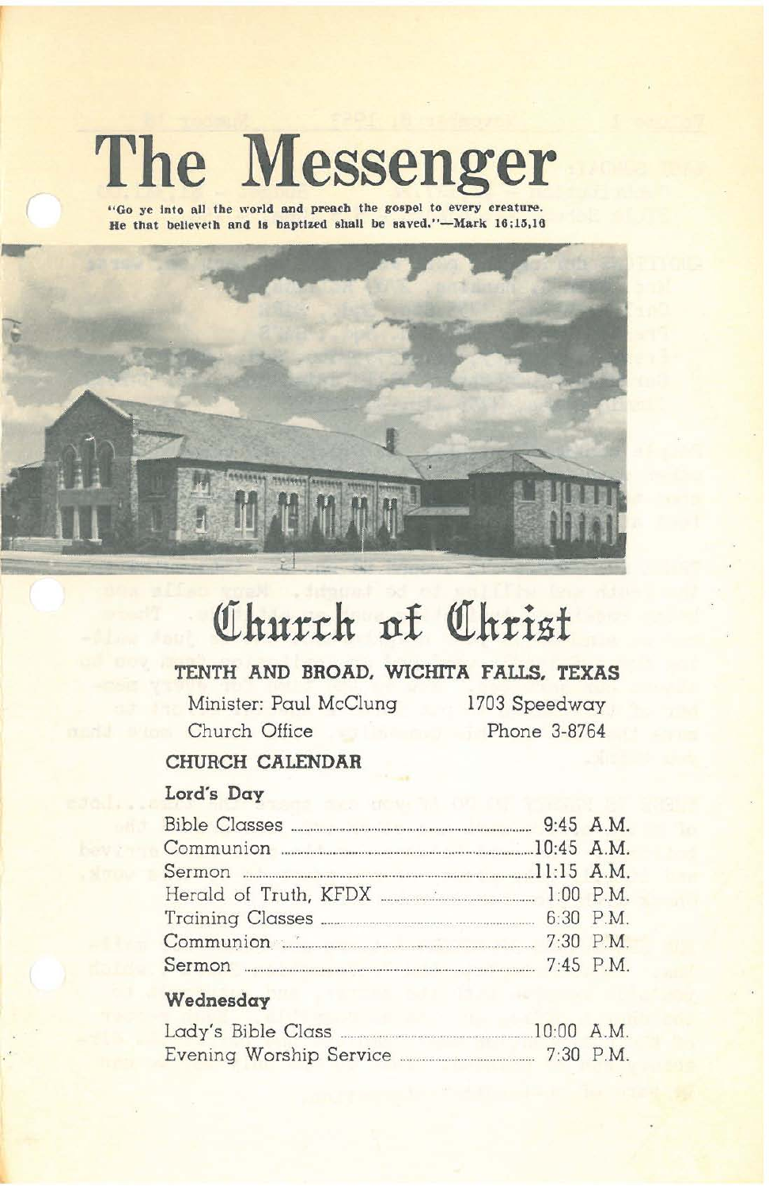# The Messenger

**"Go ye into all the world and preach the gospel to every creature. He that believeth and is baptized shall be saved."—Mark 16:15,16**

# Church of Christ

## TENTH AND BROAD, WICHITA FALLS, TEXAS

Minister: Paul McClung — 1703 Speedway

Church Office — Phone 3-8764

### CHURCH CALENDAR

**Lord's Day**

| | |
|---|---|
| Bible Classes | 9:45 A.M. |
| Communion | 10:45 A.M. |
| Sermon | 11:15 A.M. |
| Herald of Truth, KFDX | 1:00 P.M. |
| Training Classes | 6:30 P.M. |
| Communion | 7:30 P.M. |
| Sermon | 7:45 P.M. |

**Wednesday**

| | |
|---|---|
| Lady's Bible Class | 10:00 A.M. |
| Evening Worship Service | 7:30 P.M. |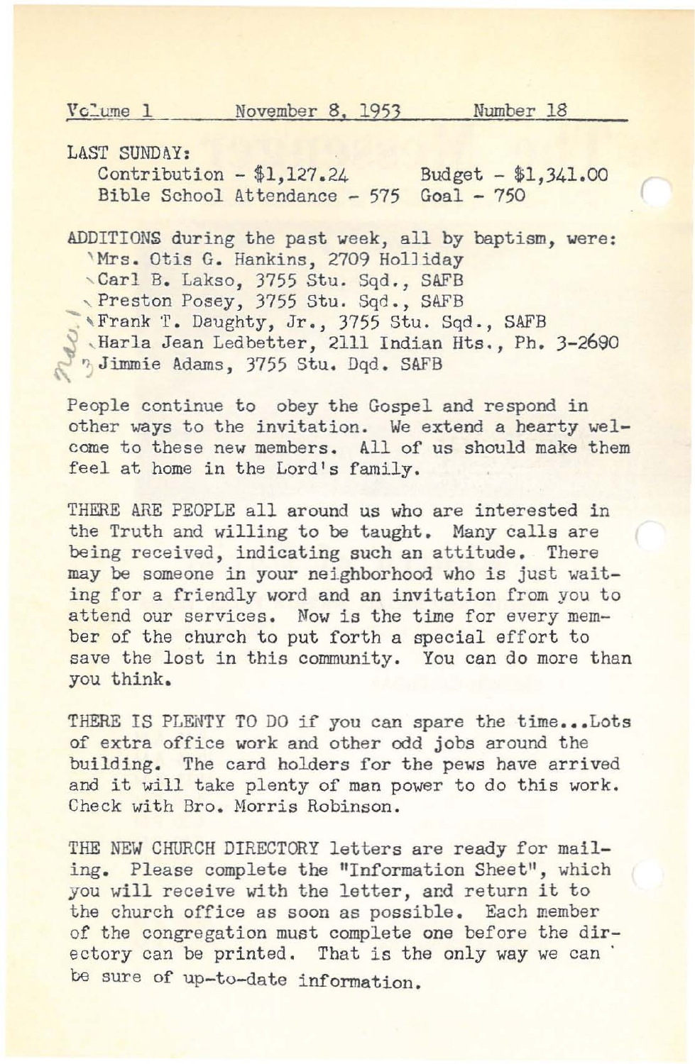Volume 1 November 8, 1953 Number 18

LAST SUNDAY:
Contribution - $1,127.24 Budget - $1,341.00
Bible School Attendance - 575 Goal - 750

ADDITIONS during the past week, all by baptism, were:
- Mrs. Otis G. Hankins, 2709 Holliday
- Carl B. Lakso, 3755 Stu. Sqd., SAFB
- Preston Posey, 3755 Stu. Sqd., SAFB
- Frank T. Daughty, Jr., 3755 Stu. Sqd., SAFB
- Harla Jean Ledbetter, 2111 Indian Hts., Ph. 3-2690
- Jimmie Adams, 3755 Stu. Dqd. SAFB

People continue to obey the Gospel and respond in other ways to the invitation. We extend a hearty welcome to these new members. All of us should make them feel at home in the Lord's family.

THERE ARE PEOPLE all around us who are interested in the Truth and willing to be taught. Many calls are being received, indicating such an attitude. There may be someone in your neighborhood who is just waiting for a friendly word and an invitation from you to attend our services. Now is the time for every member of the church to put forth a special effort to save the lost in this community. You can do more than you think.

THERE IS PLENTY TO DO if you can spare the time...Lots of extra office work and other odd jobs around the building. The card holders for the pews have arrived and it will take plenty of man power to do this work. Check with Bro. Morris Robinson.

THE NEW CHURCH DIRECTORY letters are ready for mailing. Please complete the "Information Sheet", which you will receive with the letter, and return it to the church office as soon as possible. Each member of the congregation must complete one before the directory can be printed. That is the only way we can be sure of up-to-date information.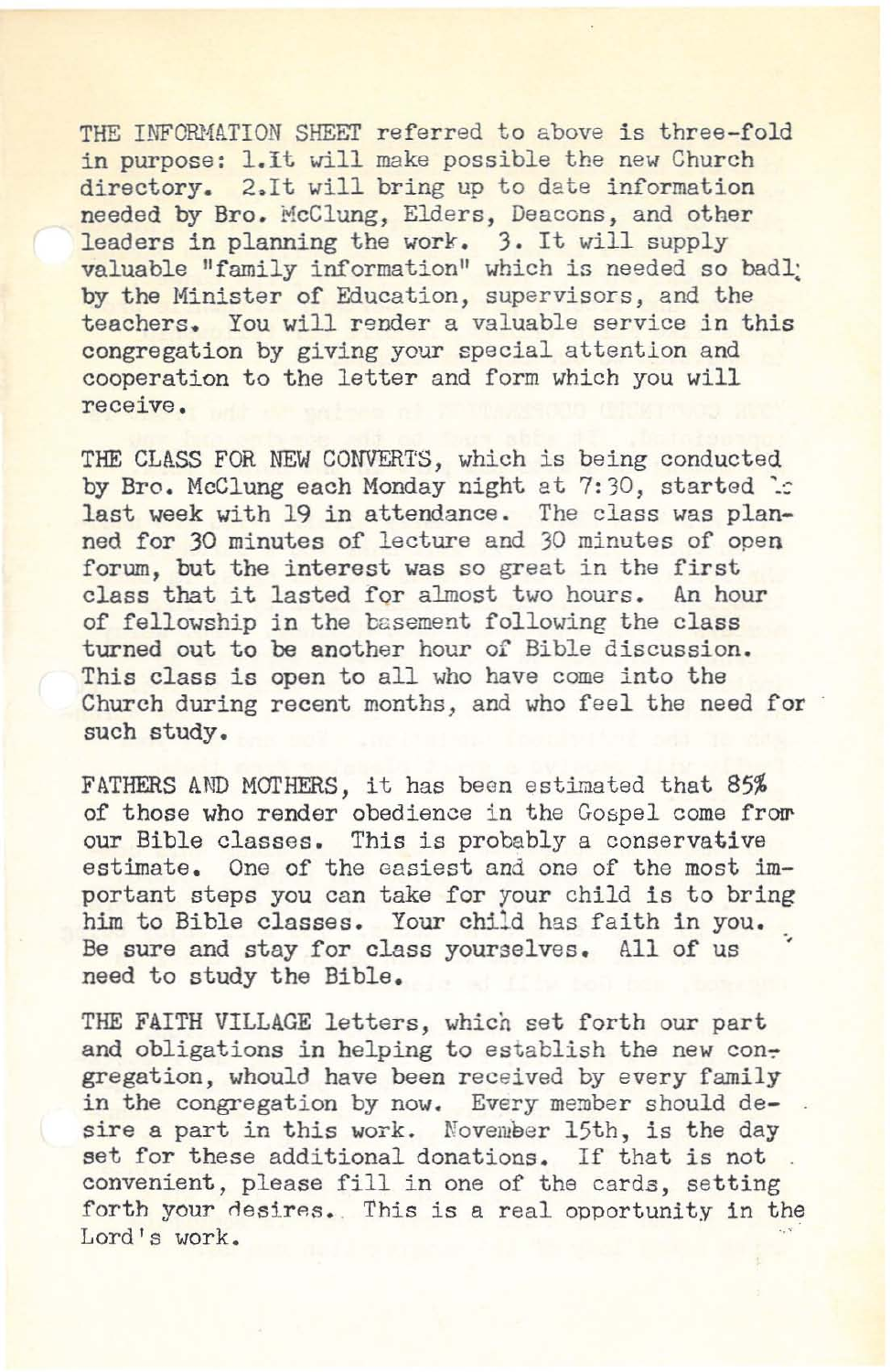THE INFORMATION SHEET referred to above is three-fold in purpose: 1.It will make possible the new Church directory. 2.It will bring up to date information needed by Bro. McClung, Elders, Deacons, and other leaders in planning the work. 3. It will supply valuable "family information" which is needed so badly by the Minister of Education, supervisors, and the teachers. You will render a valuable service in this congregation by giving your special attention and cooperation to the letter and form which you will receive.

THE CLASS FOR NEW CONVERTS, which is being conducted by Bro. McClung each Monday night at 7:30, started last week with 19 in attendance. The class was planned for 30 minutes of lecture and 30 minutes of open forum, but the interest was so great in the first class that it lasted for almost two hours. An hour of fellowship in the basement following the class turned out to be another hour of Bible discussion. This class is open to all who have come into the Church during recent months, and who feel the need for such study.

FATHERS AND MOTHERS, it has been estimated that 85% of those who render obedience in the Gospel come from our Bible classes. This is probably a conservative estimate. One of the easiest and one of the most important steps you can take for your child is to bring him to Bible classes. Your child has faith in you. Be sure and stay for class yourselves. All of us need to study the Bible.

THE FAITH VILLAGE letters, which set forth our part and obligations in helping to establish the new congregation, whould have been received by every family in the congregation by now. Every member should desire a part in this work. November 15th, is the day set for these additional donations. If that is not convenient, please fill in one of the cards, setting forth your desires. This is a real opportunity in the Lord's work.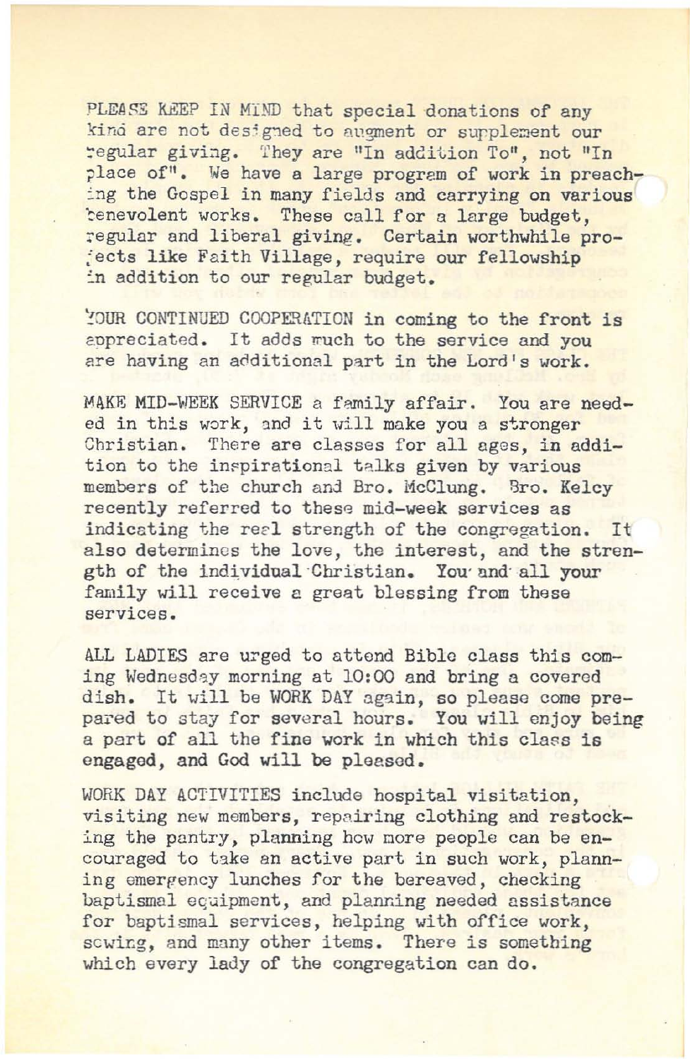PLEASE KEEP IN MIND that special donations of any kind are not designed to augment or supplement our regular giving. They are "In addition To", not "In place of". We have a large program of work in preaching the Gospel in many fields and carrying on various benevolent works. These call for a large budget, regular and liberal giving. Certain worthwhile projects like Faith Village, require our fellowship in addition to our regular budget.

YOUR CONTINUED COOPERATION in coming to the front is appreciated. It adds much to the service and you are having an additional part in the Lord's work.

MAKE MID-WEEK SERVICE a family affair. You are needed in this work, and it will make you a stronger Christian. There are classes for all ages, in addition to the inspirational talks given by various members of the church and Bro. McClung. Bro. Kelcy recently referred to these mid-week services as indicating the real strength of the congregation. It also determines the love, the interest, and the strength of the individual Christian. You and all your family will receive a great blessing from these services.

ALL LADIES are urged to attend Bible class this coming Wednesday morning at 10:00 and bring a covered dish. It will be WORK DAY again, so please come prepared to stay for several hours. You will enjoy being a part of all the fine work in which this class is engaged, and God will be pleased.

WORK DAY ACTIVITIES include hospital visitation, visiting new members, repairing clothing and restocking the pantry, planning how more people can be encouraged to take an active part in such work, planning emergency lunches for the bereaved, checking baptismal equipment, and planning needed assistance for baptismal services, helping with office work, sewing, and many other items. There is something which every lady of the congregation can do.